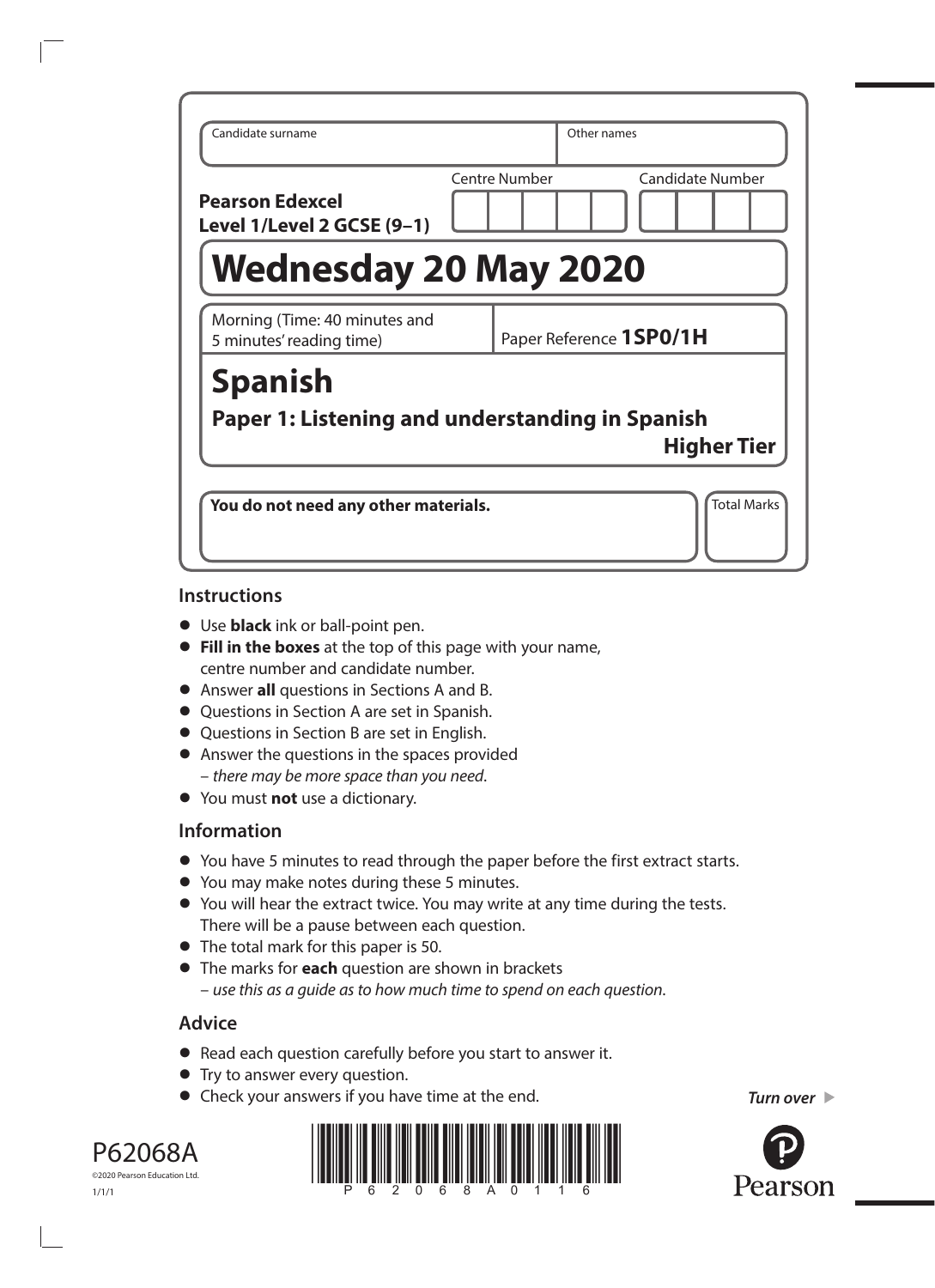| Candidate surname | Other names |
|---|---|
| | |

**Pearson Edexcel**
**Level 1/Level 2 GCSE (9–1)**

Centre Number | Candidate Number

# Wednesday 20 May 2020

Morning (Time: 40 minutes and 5 minutes' reading time)

Paper Reference **1SP0/1H**

# Spanish

## Paper 1: Listening and understanding in Spanish

**Higher Tier**

**You do not need any other materials.**

Total Marks

## Instructions

- Use **black** ink or ball-point pen.
- **Fill in the boxes** at the top of this page with your name, centre number and candidate number.
- Answer **all** questions in Sections A and B.
- Questions in Section A are set in Spanish.
- Questions in Section B are set in English.
- Answer the questions in the spaces provided – *there may be more space than you need*.
- You must **not** use a dictionary.

## Information

- You have 5 minutes to read through the paper before the first extract starts.
- You may make notes during these 5 minutes.
- You will hear the extract twice. You may write at any time during the tests. There will be a pause between each question.
- The total mark for this paper is 50.
- The marks for **each** question are shown in brackets – *use this as a guide as to how much time to spend on each question*.

## Advice

- Read each question carefully before you start to answer it.
- Try to answer every question.
- Check your answers if you have time at the end.

*Turn over*

P62068A

©2020 Pearson Education Ltd.

1/1/1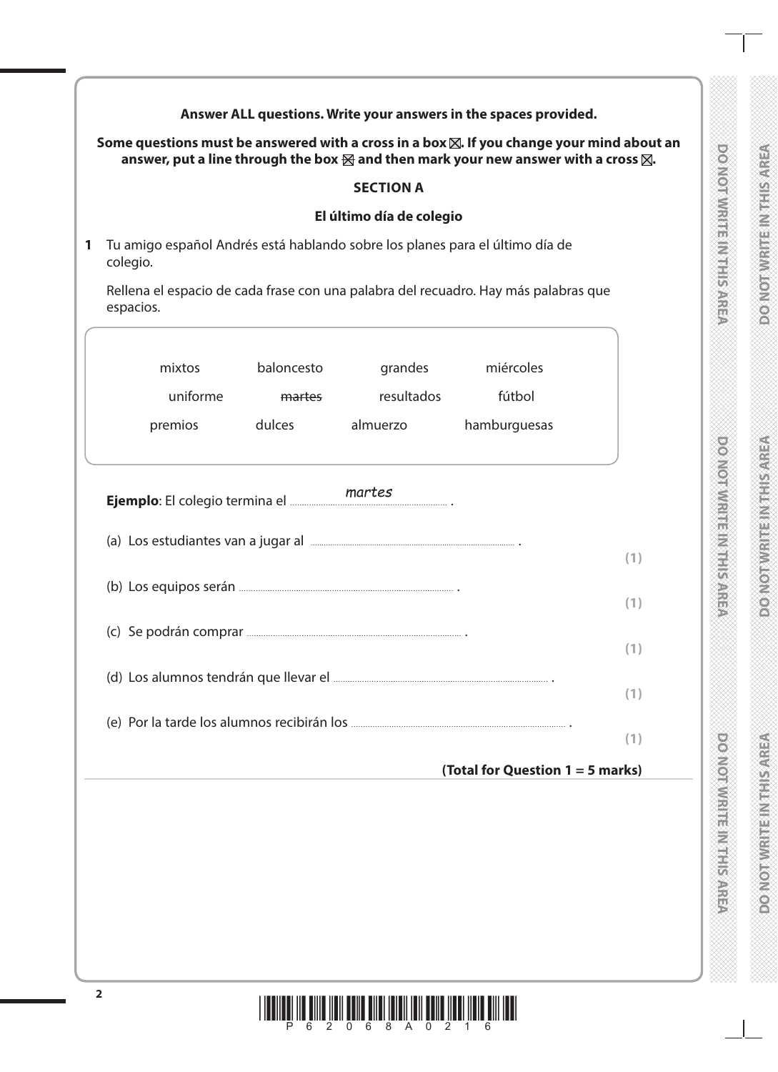**Answer ALL questions. Write your answers in the spaces provided.**

**Some questions must be answered with a cross in a box ☒. If you change your mind about an answer, put a line through the box ☒ and then mark your new answer with a cross ☒.**

## SECTION A

### El último día de colegio

**1** Tu amigo español Andrés está hablando sobre los planes para el último día de colegio.

Rellena el espacio de cada frase con una palabra del recuadro. Hay más palabras que espacios.

| | | | |
|---|---|---|---|
| mixtos | baloncesto | grandes | miércoles |
| uniforme | ~~martes~~ | resultados | fútbol |
| premios | dulces | almuerzo | hamburguesas |

**Ejemplo**: El colegio termina el ......*martes*...... .

(a) Los estudiantes van a jugar al .............................................. . **(1)**

(b) Los equipos serán .............................................. . **(1)**

(c) Se podrán comprar .............................................. . **(1)**

(d) Los alumnos tendrán que llevar el .............................................. . **(1)**

(e) Por la tarde los alumnos recibirán los .............................................. . **(1)**

**(Total for Question 1 = 5 marks)**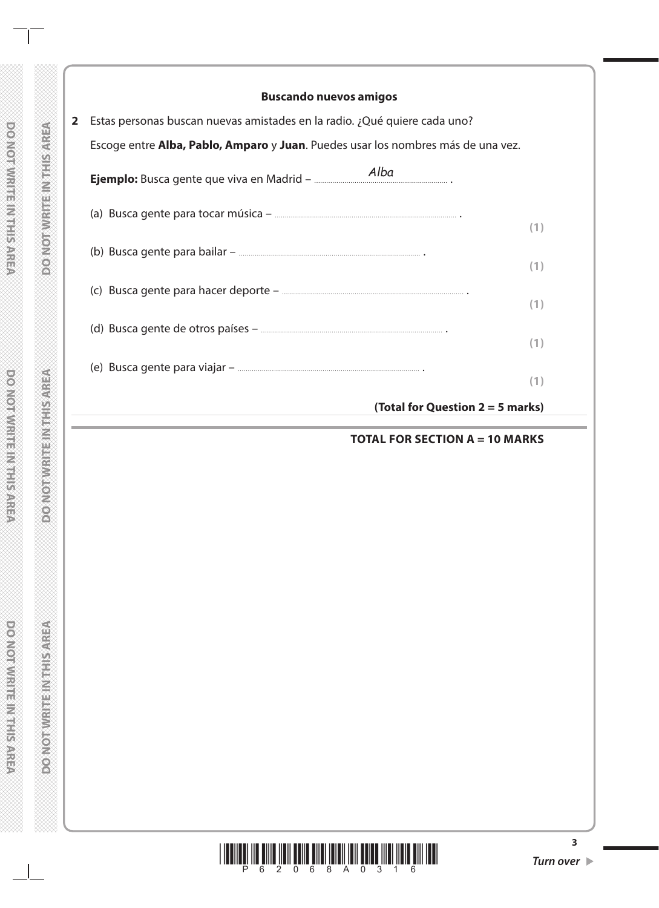### Buscando nuevos amigos

**2** Estas personas buscan nuevas amistades en la radio. ¿Qué quiere cada uno?

Escoge entre **Alba, Pablo, Amparo** y **Juan**. Puedes usar los nombres más de una vez.

**Ejemplo:** Busca gente que viva en Madrid – *Alba* .

(a) Busca gente para tocar música – .......................................... .
**(1)**

(b) Busca gente para bailar – .......................................... .
**(1)**

(c) Busca gente para hacer deporte – .......................................... .
**(1)**

(d) Busca gente de otros países – .......................................... .
**(1)**

(e) Busca gente para viajar – .......................................... .
**(1)**

**(Total for Question 2 = 5 marks)**

**TOTAL FOR SECTION A = 10 MARKS**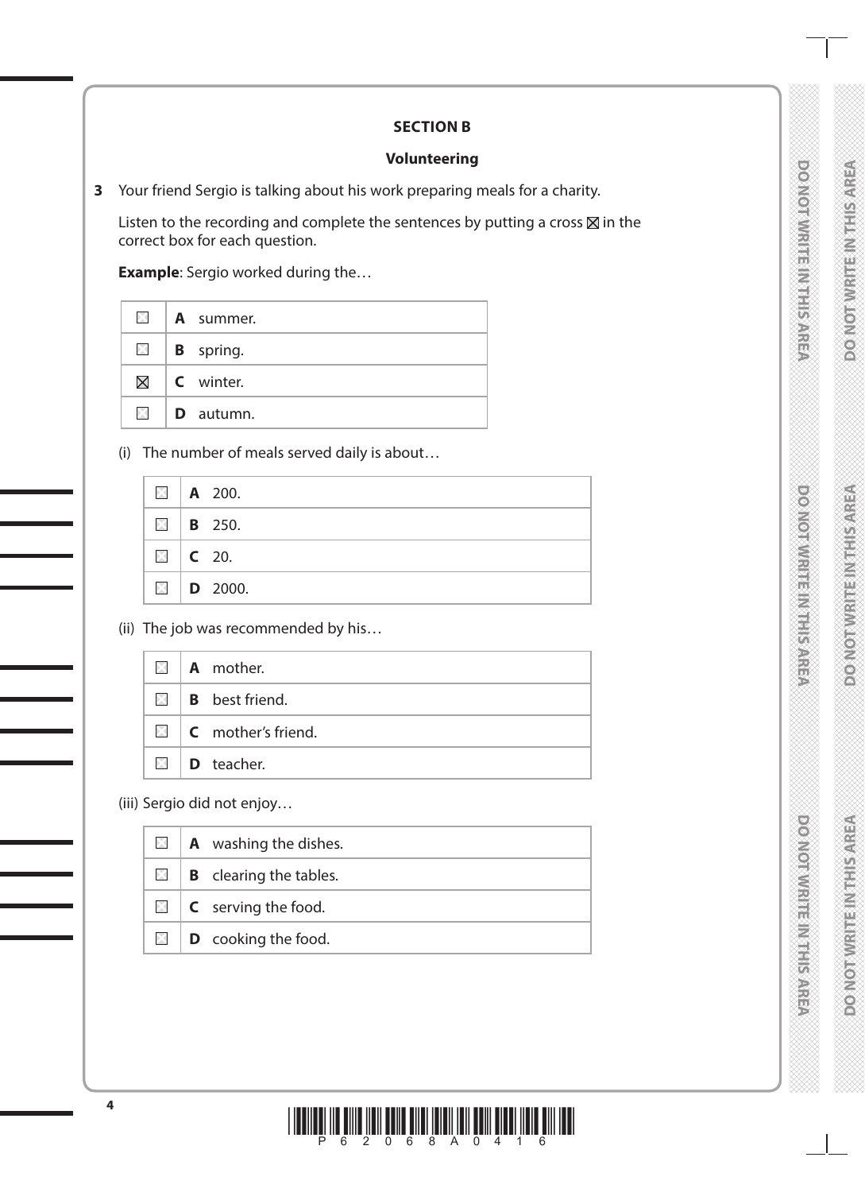## SECTION B

### Volunteering

**3** Your friend Sergio is talking about his work preparing meals for a charity.

Listen to the recording and complete the sentences by putting a cross ☒ in the correct box for each question.

**Example**: Sergio worked during the…

| | |
|---|---|
| ☐ | **A** summer. |
| ☐ | **B** spring. |
| ☒ | **C** winter. |
| ☐ | **D** autumn. |

(i) The number of meals served daily is about…

| | |
|---|---|
| ☐ | **A** 200. |
| ☐ | **B** 250. |
| ☐ | **C** 20. |
| ☐ | **D** 2000. |

(ii) The job was recommended by his…

| | |
|---|---|
| ☐ | **A** mother. |
| ☐ | **B** best friend. |
| ☐ | **C** mother's friend. |
| ☐ | **D** teacher. |

(iii) Sergio did not enjoy…

| | |
|---|---|
| ☐ | **A** washing the dishes. |
| ☐ | **B** clearing the tables. |
| ☐ | **C** serving the food. |
| ☐ | **D** cooking the food. |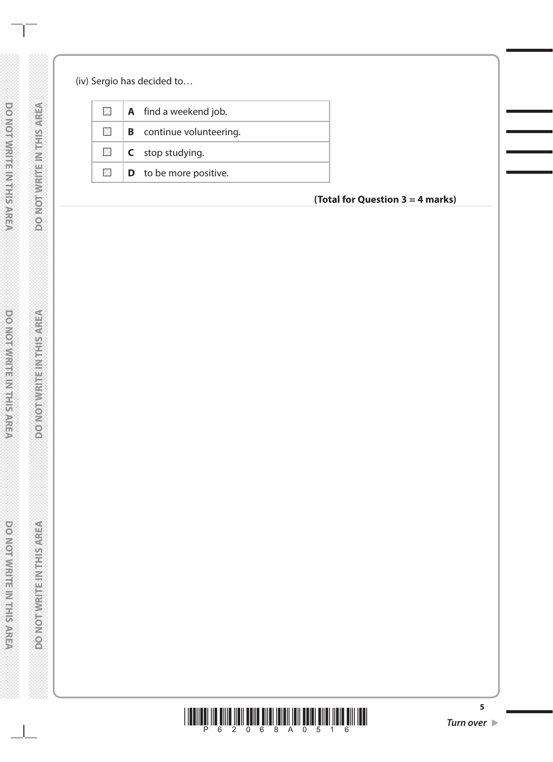(iv) Sergio has decided to…

| | | |
|---|---|---|
| ☐ | **A** | find a weekend job. |
| ☐ | **B** | continue volunteering. |
| ☐ | **C** | stop studying. |
| ☐ | **D** | to be more positive. |

**(Total for Question 3 = 4 marks)**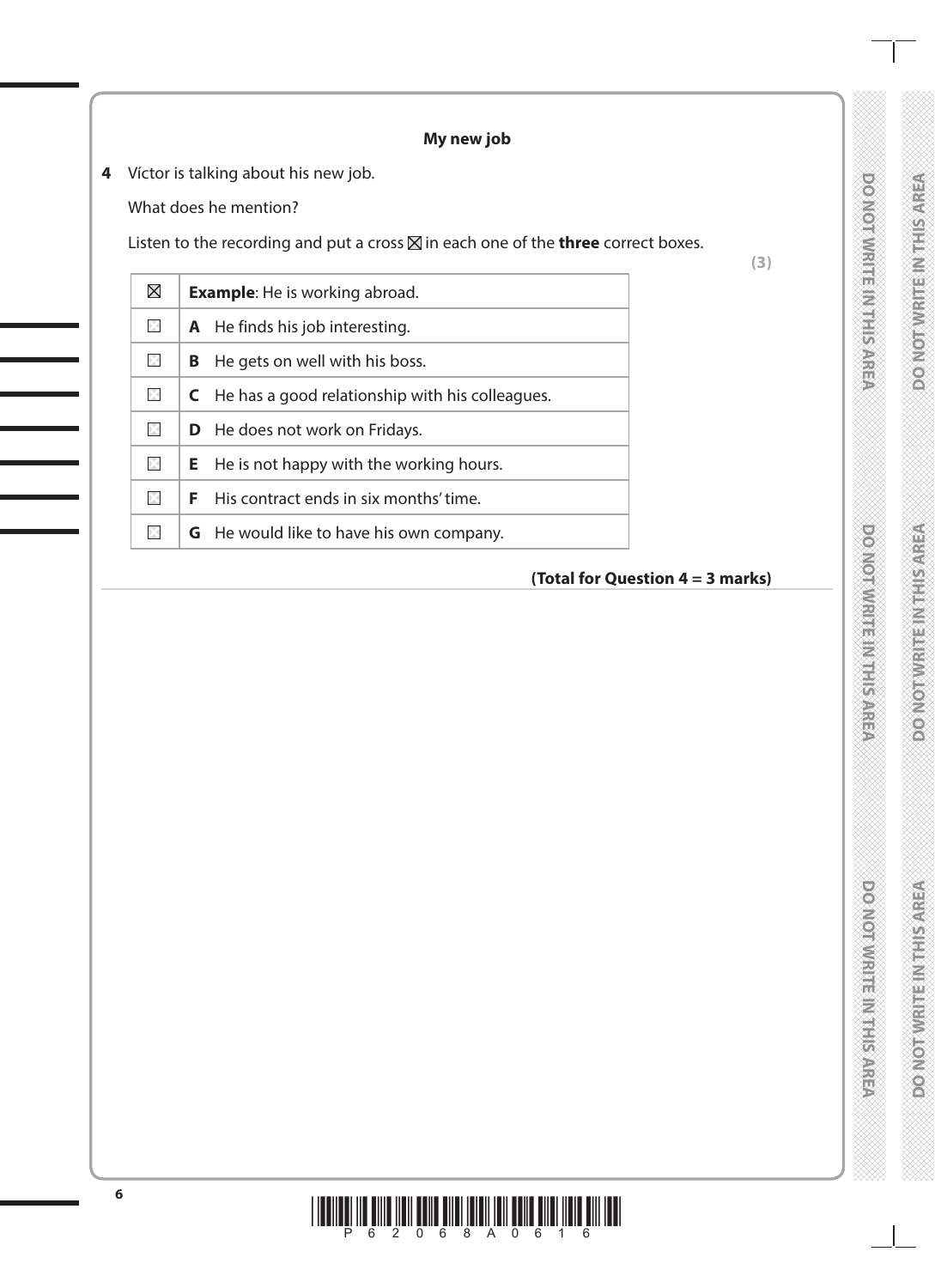## My new job

**4** Víctor is talking about his new job.

What does he mention?

Listen to the recording and put a cross ☒ in each one of the **three** correct boxes.

**(3)**

| | |
|---|---|
| ☒ | **Example**: He is working abroad. |
| ☐ | **A** He finds his job interesting. |
| ☐ | **B** He gets on well with his boss. |
| ☐ | **C** He has a good relationship with his colleagues. |
| ☐ | **D** He does not work on Fridays. |
| ☐ | **E** He is not happy with the working hours. |
| ☐ | **F** His contract ends in six months' time. |
| ☐ | **G** He would like to have his own company. |

**(Total for Question 4 = 3 marks)**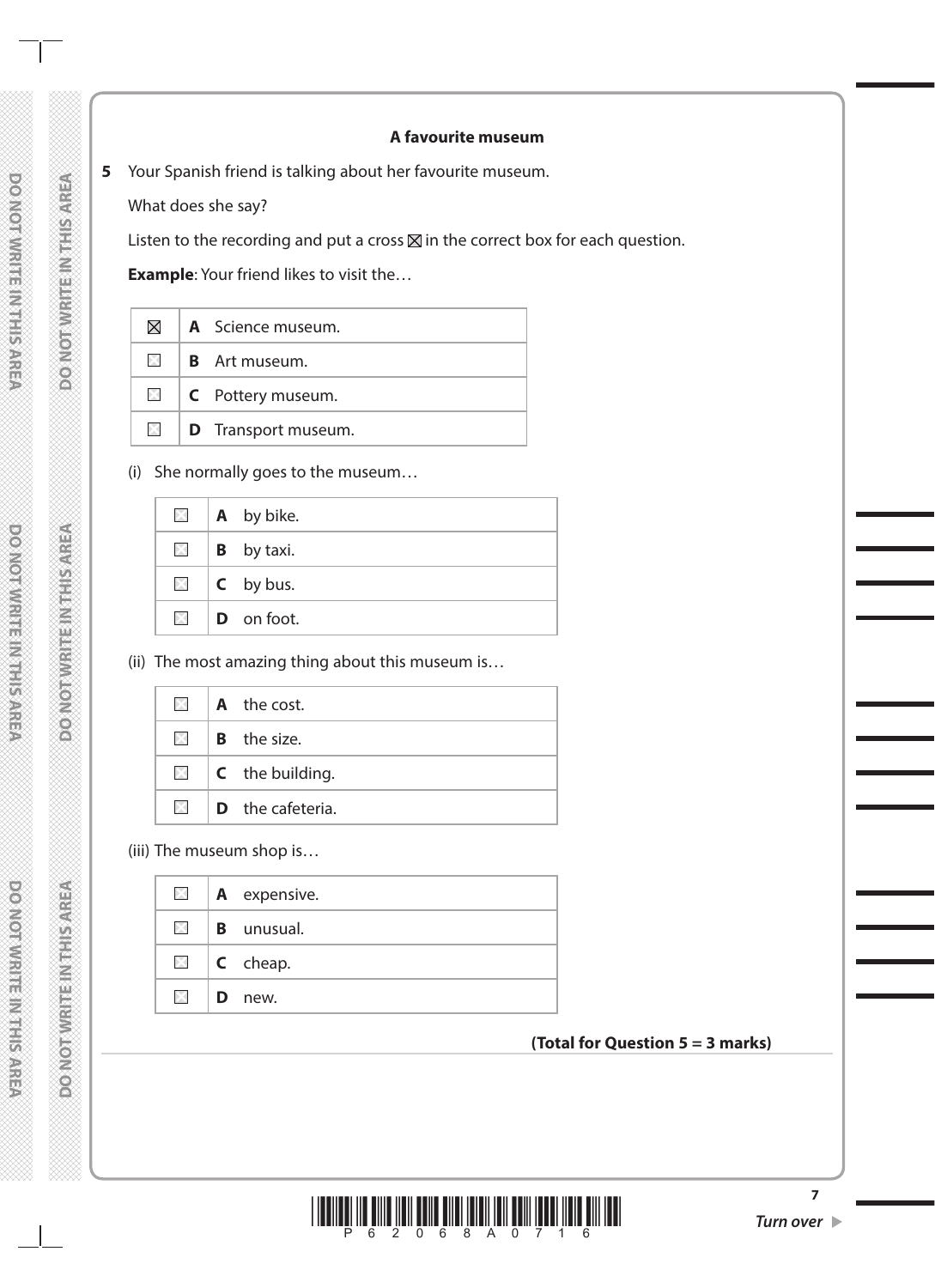### A favourite museum

**5** Your Spanish friend is talking about her favourite museum.

What does she say?

Listen to the recording and put a cross ☒ in the correct box for each question.

**Example**: Your friend likes to visit the…

| | | |
|---|---|---|
| ☒ | **A** | Science museum. |
| ☐ | **B** | Art museum. |
| ☐ | **C** | Pottery museum. |
| ☐ | **D** | Transport museum. |

(i) She normally goes to the museum…

| | | |
|---|---|---|
| ☐ | **A** | by bike. |
| ☐ | **B** | by taxi. |
| ☐ | **C** | by bus. |
| ☐ | **D** | on foot. |

(ii) The most amazing thing about this museum is…

| | | |
|---|---|---|
| ☐ | **A** | the cost. |
| ☐ | **B** | the size. |
| ☐ | **C** | the building. |
| ☐ | **D** | the cafeteria. |

(iii) The museum shop is…

| | | |
|---|---|---|
| ☐ | **A** | expensive. |
| ☐ | **B** | unusual. |
| ☐ | **C** | cheap. |
| ☐ | **D** | new. |

**(Total for Question 5 = 3 marks)**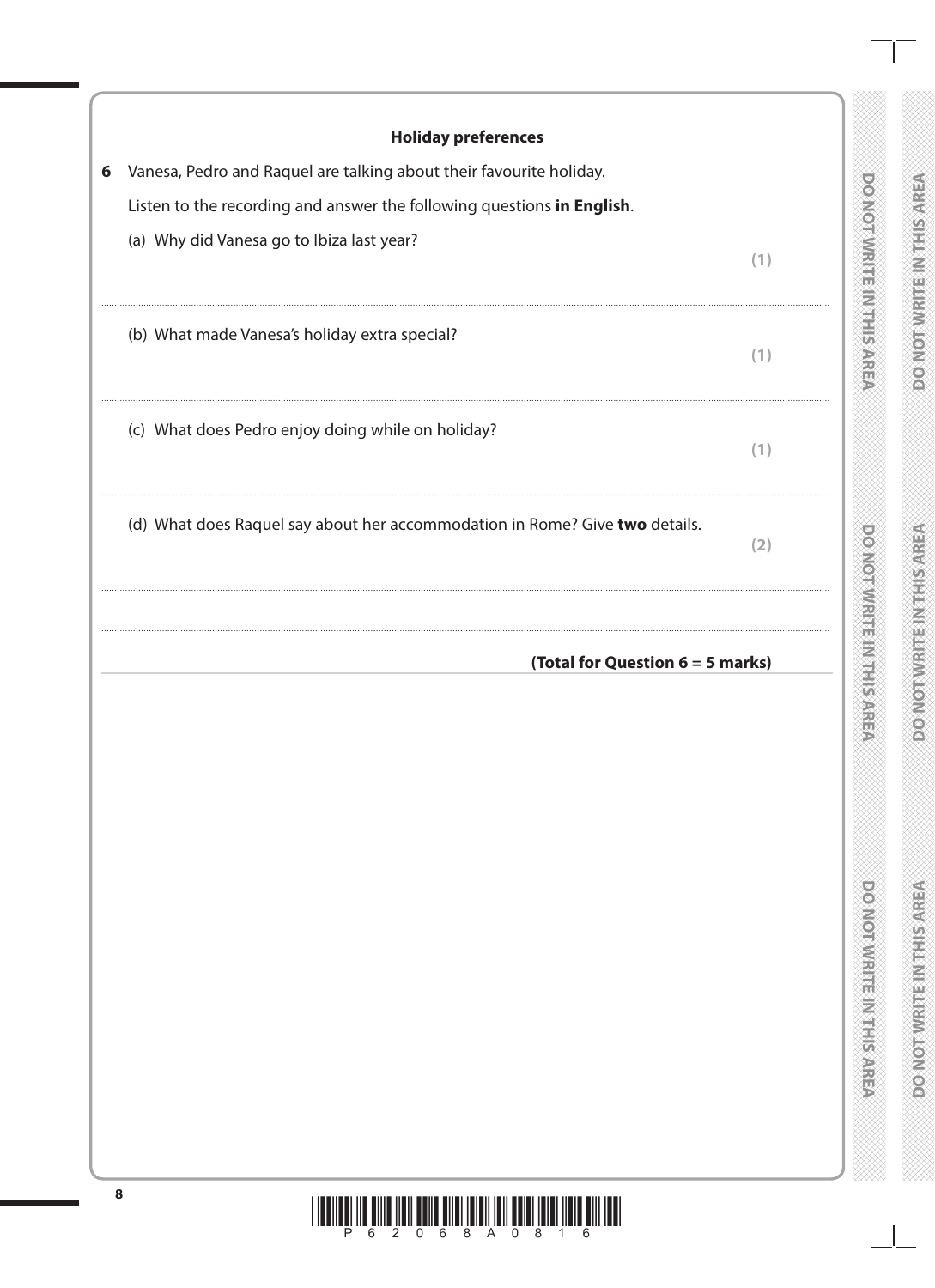## Holiday preferences

**6** Vanesa, Pedro and Raquel are talking about their favourite holiday.

Listen to the recording and answer the following questions **in English**.

(a) Why did Vanesa go to Ibiza last year? **(1)**

..........................................................................................................................................

(b) What made Vanesa's holiday extra special? **(1)**

..........................................................................................................................................

(c) What does Pedro enjoy doing while on holiday? **(1)**

..........................................................................................................................................

(d) What does Raquel say about her accommodation in Rome? Give **two** details. **(2)**

..........................................................................................................................................

..........................................................................................................................................

**(Total for Question 6 = 5 marks)**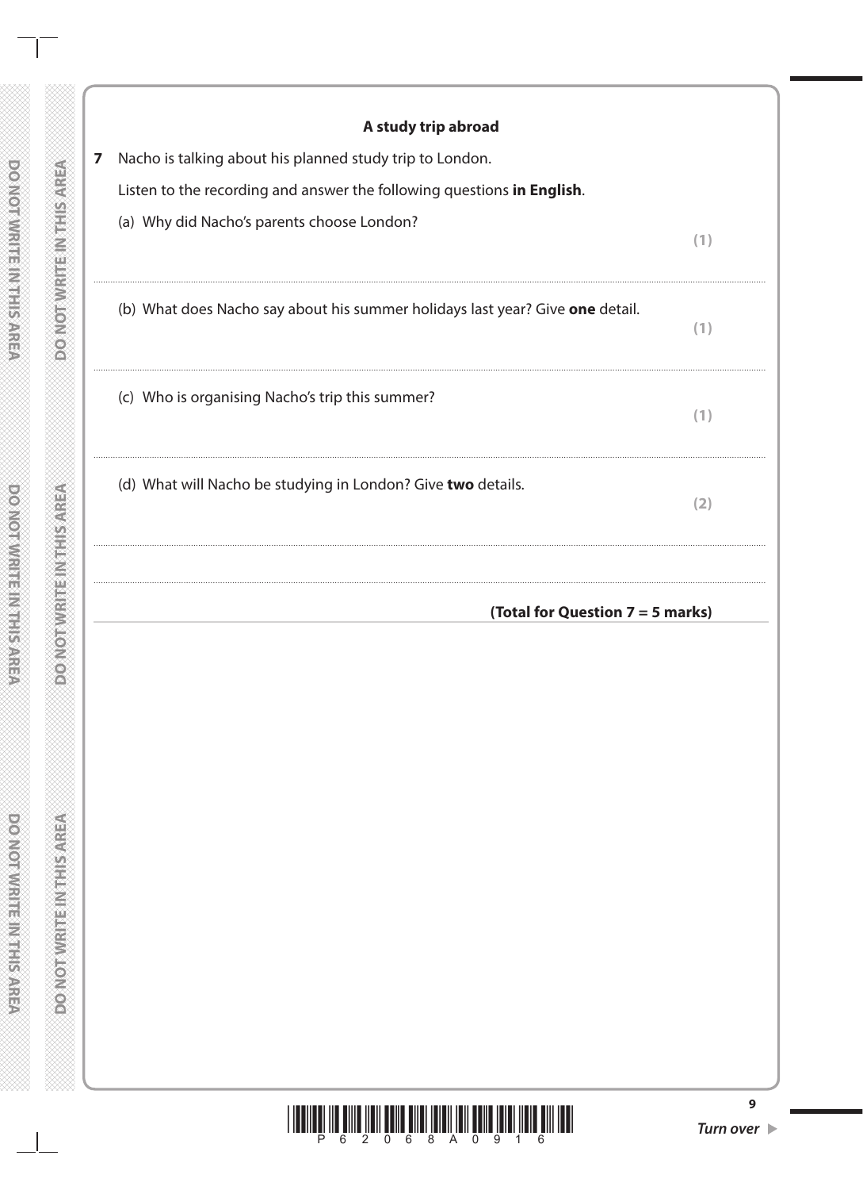## A study trip abroad

**7** Nacho is talking about his planned study trip to London.

Listen to the recording and answer the following questions **in English**.

(a) Why did Nacho's parents choose London? **(1)**

..............................................................................................................................................

(b) What does Nacho say about his summer holidays last year? Give **one** detail. **(1)**

..............................................................................................................................................

(c) Who is organising Nacho's trip this summer? **(1)**

..............................................................................................................................................

(d) What will Nacho be studying in London? Give **two** details. **(2)**

..............................................................................................................................................

..............................................................................................................................................

**(Total for Question 7 = 5 marks)**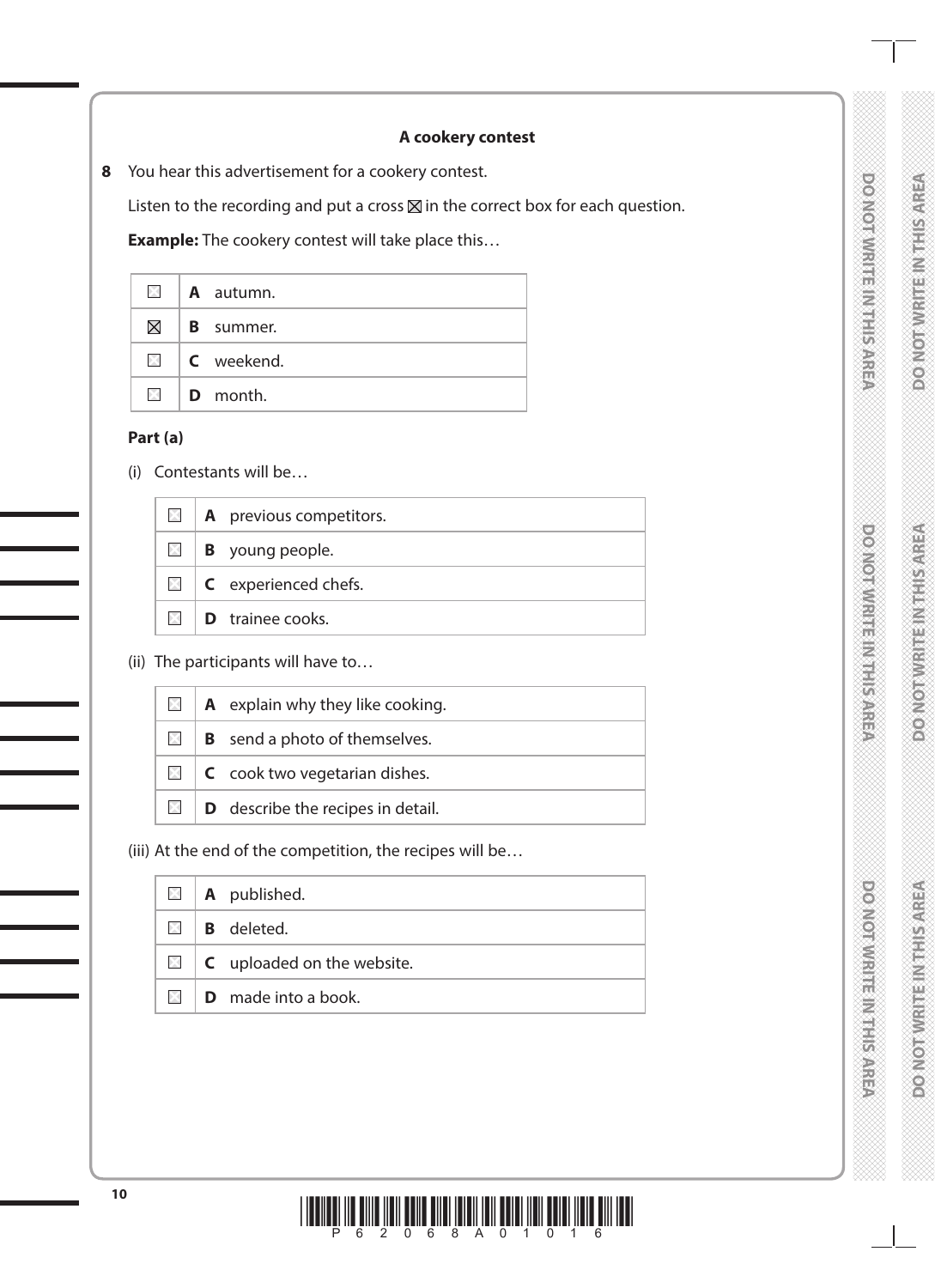### A cookery contest

**8** You hear this advertisement for a cookery contest.

Listen to the recording and put a cross ⊠ in the correct box for each question.

**Example:** The cookery contest will take place this…

| | |
|---|---|
| ☐ | **A** autumn. |
| ⊠ | **B** summer. |
| ☐ | **C** weekend. |
| ☐ | **D** month. |

**Part (a)**

(i) Contestants will be…

| | |
|---|---|
| ☐ | **A** previous competitors. |
| ☐ | **B** young people. |
| ☐ | **C** experienced chefs. |
| ☐ | **D** trainee cooks. |

(ii) The participants will have to…

| | |
|---|---|
| ☐ | **A** explain why they like cooking. |
| ☐ | **B** send a photo of themselves. |
| ☐ | **C** cook two vegetarian dishes. |
| ☐ | **D** describe the recipes in detail. |

(iii) At the end of the competition, the recipes will be…

| | |
|---|---|
| ☐ | **A** published. |
| ☐ | **B** deleted. |
| ☐ | **C** uploaded on the website. |
| ☐ | **D** made into a book. |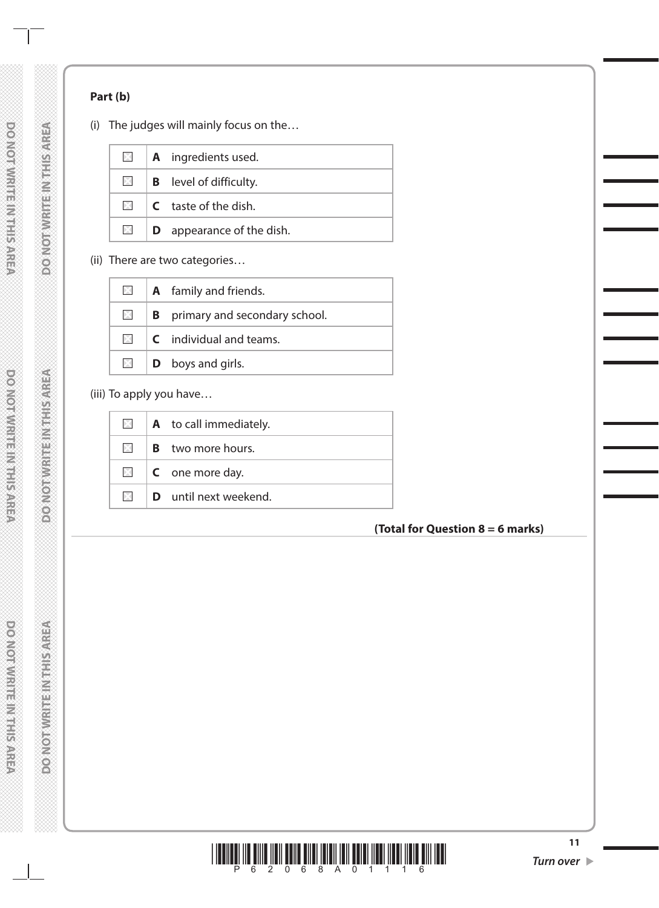**Part (b)**

(i) The judges will mainly focus on the…

| | | |
|---|---|---|
| ☒ | **A** | ingredients used. |
| ☒ | **B** | level of difficulty. |
| ☒ | **C** | taste of the dish. |
| ☒ | **D** | appearance of the dish. |

(ii) There are two categories…

| | | |
|---|---|---|
| ☒ | **A** | family and friends. |
| ☒ | **B** | primary and secondary school. |
| ☒ | **C** | individual and teams. |
| ☒ | **D** | boys and girls. |

(iii) To apply you have…

| | | |
|---|---|---|
| ☒ | **A** | to call immediately. |
| ☒ | **B** | two more hours. |
| ☒ | **C** | one more day. |
| ☒ | **D** | until next weekend. |

**(Total for Question 8 = 6 marks)**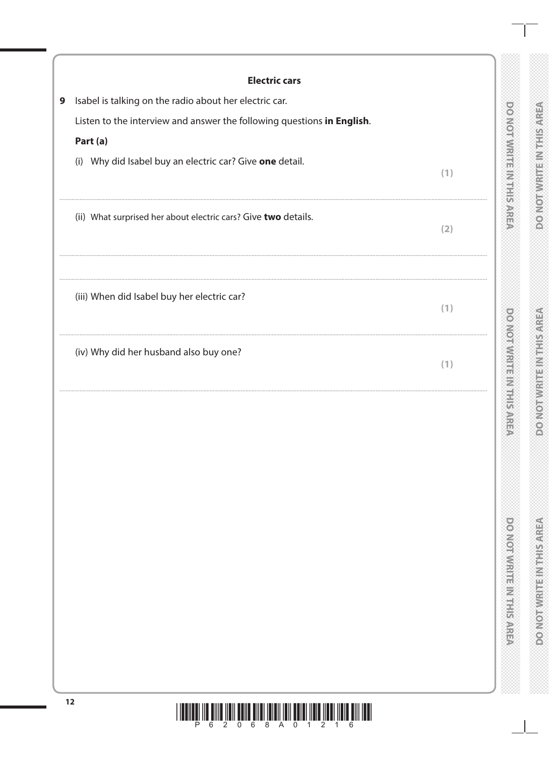## Electric cars

**9** Isabel is talking on the radio about her electric car.

Listen to the interview and answer the following questions **in English**.

**Part (a)**

(i) Why did Isabel buy an electric car? Give **one** detail. **(1)**

.......................................................................................................................................

(ii) What surprised her about electric cars? Give **two** details. **(2)**

.......................................................................................................................................

.......................................................................................................................................

(iii) When did Isabel buy her electric car? **(1)**

.......................................................................................................................................

(iv) Why did her husband also buy one? **(1)**

.......................................................................................................................................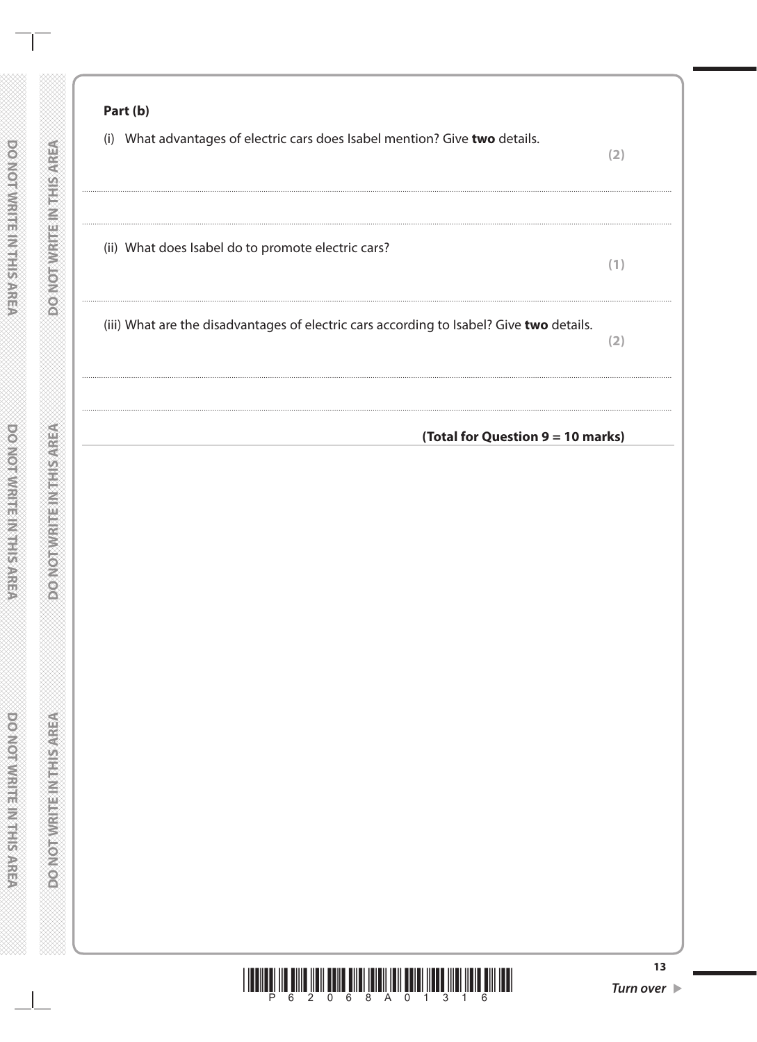**Part (b)**

(i) What advantages of electric cars does Isabel mention? Give **two** details. **(2)**

..............................................................................................................................................

..............................................................................................................................................

(ii) What does Isabel do to promote electric cars? **(1)**

..............................................................................................................................................

(iii) What are the disadvantages of electric cars according to Isabel? Give **two** details. **(2)**

..............................................................................................................................................

..............................................................................................................................................

**(Total for Question 9 = 10 marks)**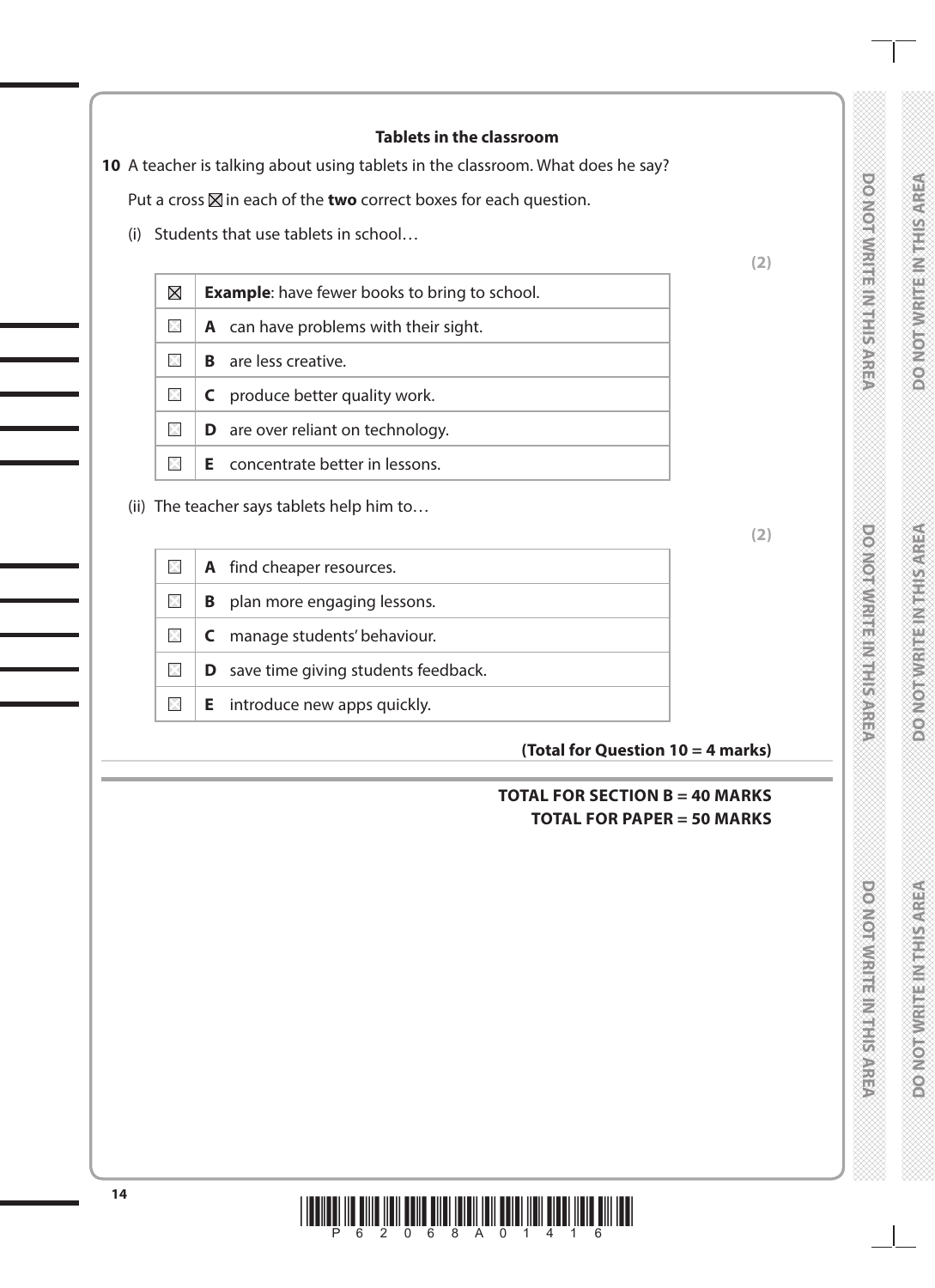### Tablets in the classroom

**10** A teacher is talking about using tablets in the classroom. What does he say?

Put a cross ☒ in each of the **two** correct boxes for each question.

(i) Students that use tablets in school…

**(2)**

| | |
|---|---|
| ☒ | **Example**: have fewer books to bring to school. |
| ☐ | **A** can have problems with their sight. |
| ☐ | **B** are less creative. |
| ☐ | **C** produce better quality work. |
| ☐ | **D** are over reliant on technology. |
| ☐ | **E** concentrate better in lessons. |

(ii) The teacher says tablets help him to…

**(2)**

| | |
|---|---|
| ☐ | **A** find cheaper resources. |
| ☐ | **B** plan more engaging lessons. |
| ☐ | **C** manage students' behaviour. |
| ☐ | **D** save time giving students feedback. |
| ☐ | **E** introduce new apps quickly. |

**(Total for Question 10 = 4 marks)**

**TOTAL FOR SECTION B = 40 MARKS**
**TOTAL FOR PAPER = 50 MARKS**